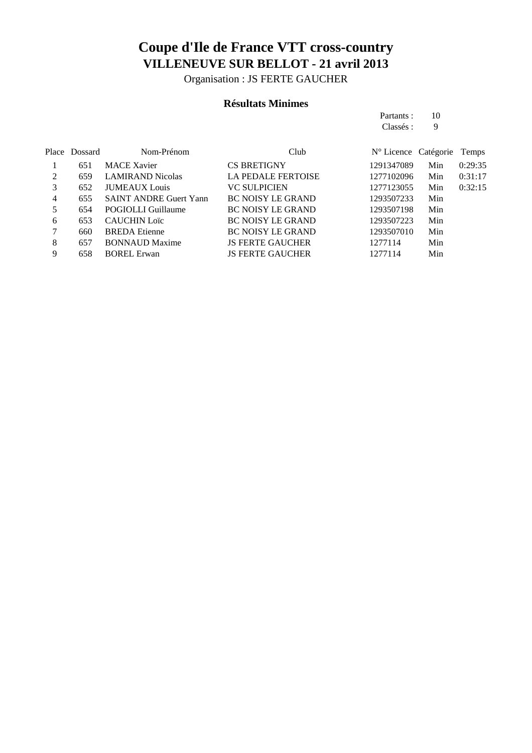# Coupe d'Ile de France VTT cross-country

## VILLENEUVE SUR BELLOT - 21 avril 2013

Organisation : JS FERTE GAUCHER

### Résultats Minimes

Partants : 10
Classés : 9

| Place | Dossard | Nom-Prénom | Club | N° Licence | Catégorie | Temps |
|---|---|---|---|---|---|---|
| 1 | 651 | MACE Xavier | CS BRETIGNY | 1291347089 | Min | 0:29:35 |
| 2 | 659 | LAMIRAND Nicolas | LA PEDALE FERTOISE | 1277102096 | Min | 0:31:17 |
| 3 | 652 | JUMEAUX Louis | VC SULPICIEN | 1277123055 | Min | 0:32:15 |
| 4 | 655 | SAINT ANDRE Guert Yann | BC NOISY LE GRAND | 1293507233 | Min | |
| 5 | 654 | POGIOLLI Guillaume | BC NOISY LE GRAND | 1293507198 | Min | |
| 6 | 653 | CAUCHIN Loïc | BC NOISY LE GRAND | 1293507223 | Min | |
| 7 | 660 | BREDA Etienne | BC NOISY LE GRAND | 1293507010 | Min | |
| 8 | 657 | BONNAUD Maxime | JS FERTE GAUCHER | 1277114 | Min | |
| 9 | 658 | BOREL Erwan | JS FERTE GAUCHER | 1277114 | Min | |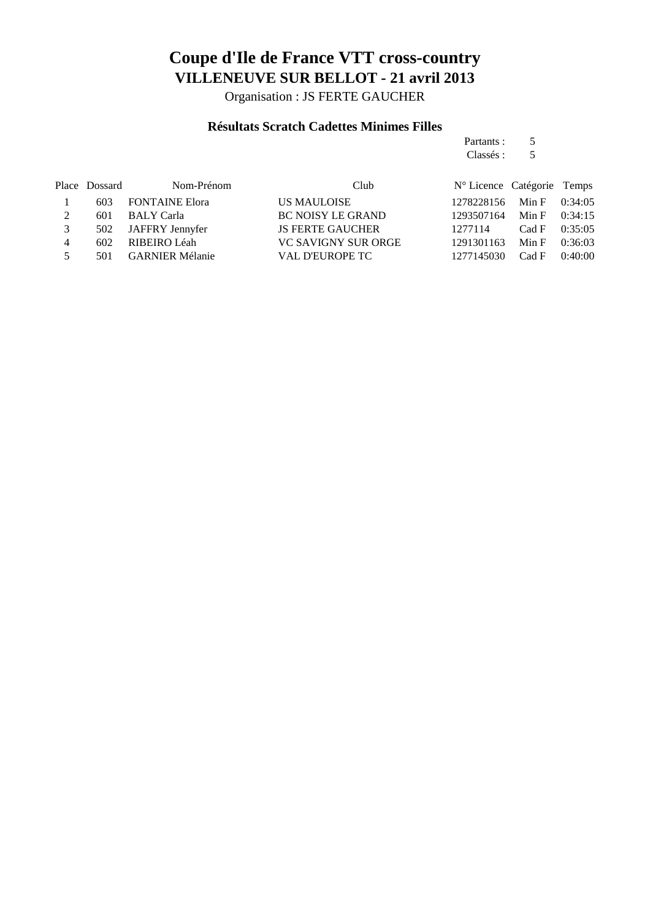# Coupe d'Ile de France VTT cross-country

## VILLENEUVE SUR BELLOT - 21 avril 2013

Organisation : JS FERTE GAUCHER

### Résultats Scratch Cadettes Minimes Filles

Partants : 5
Classés : 5

| Place | Dossard | Nom-Prénom | Club | N° Licence | Catégorie | Temps |
|---|---|---|---|---|---|---|
| 1 | 603 | FONTAINE Elora | US MAULOISE | 1278228156 | Min F | 0:34:05 |
| 2 | 601 | BALY Carla | BC NOISY LE GRAND | 1293507164 | Min F | 0:34:15 |
| 3 | 502 | JAFFRY Jennyfer | JS FERTE GAUCHER | 1277114 | Cad F | 0:35:05 |
| 4 | 602 | RIBEIRO Léah | VC SAVIGNY SUR ORGE | 1291301163 | Min F | 0:36:03 |
| 5 | 501 | GARNIER Mélanie | VAL D'EUROPE TC | 1277145030 | Cad F | 0:40:00 |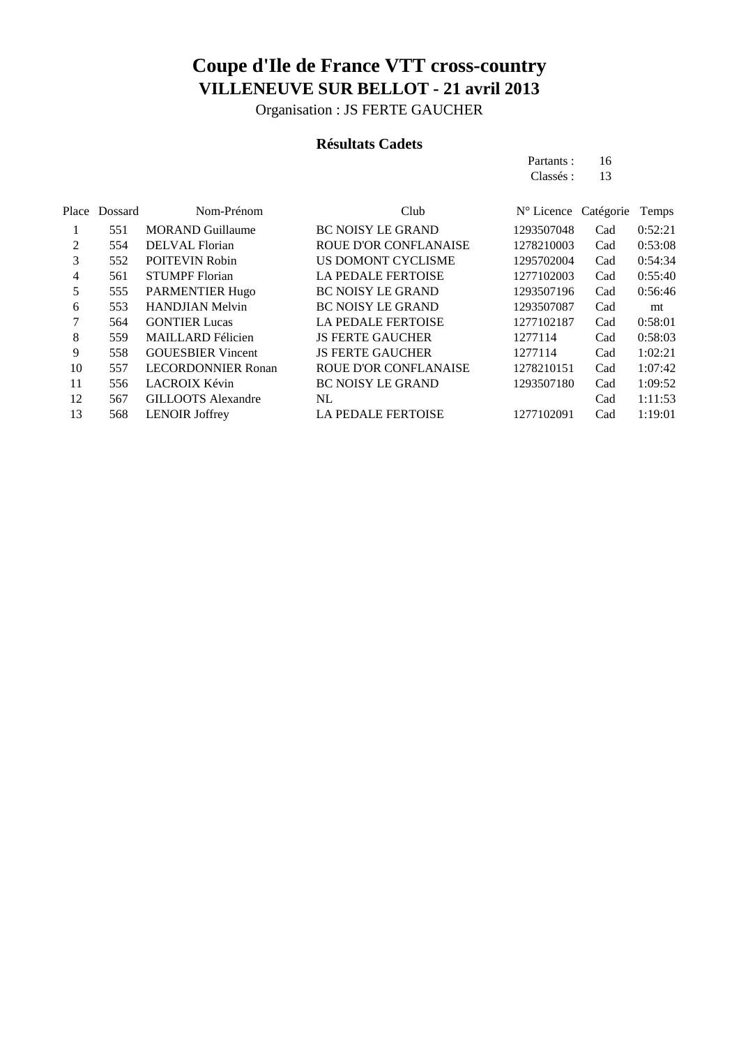# Coupe d'Ile de France VTT cross-country

## VILLENEUVE SUR BELLOT - 21 avril 2013

Organisation : JS FERTE GAUCHER

### Résultats Cadets

Partants : 16
Classés : 13

| Place | Dossard | Nom-Prénom | Club | N° Licence | Catégorie | Temps |
|---|---|---|---|---|---|---|
| 1 | 551 | MORAND Guillaume | BC NOISY LE GRAND | 1293507048 | Cad | 0:52:21 |
| 2 | 554 | DELVAL Florian | ROUE D'OR CONFLANAISE | 1278210003 | Cad | 0:53:08 |
| 3 | 552 | POITEVIN Robin | US DOMONT CYCLISME | 1295702004 | Cad | 0:54:34 |
| 4 | 561 | STUMPF Florian | LA PEDALE FERTOISE | 1277102003 | Cad | 0:55:40 |
| 5 | 555 | PARMENTIER Hugo | BC NOISY LE GRAND | 1293507196 | Cad | 0:56:46 |
| 6 | 553 | HANDJIAN Melvin | BC NOISY LE GRAND | 1293507087 | Cad | mt |
| 7 | 564 | GONTIER Lucas | LA PEDALE FERTOISE | 1277102187 | Cad | 0:58:01 |
| 8 | 559 | MAILLARD Félicien | JS FERTE GAUCHER | 1277114 | Cad | 0:58:03 |
| 9 | 558 | GOUESBIER Vincent | JS FERTE GAUCHER | 1277114 | Cad | 1:02:21 |
| 10 | 557 | LECORDONNIER Ronan | ROUE D'OR CONFLANAISE | 1278210151 | Cad | 1:07:42 |
| 11 | 556 | LACROIX Kévin | BC NOISY LE GRAND | 1293507180 | Cad | 1:09:52 |
| 12 | 567 | GILLOOTS Alexandre | NL | | Cad | 1:11:53 |
| 13 | 568 | LENOIR Joffrey | LA PEDALE FERTOISE | 1277102091 | Cad | 1:19:01 |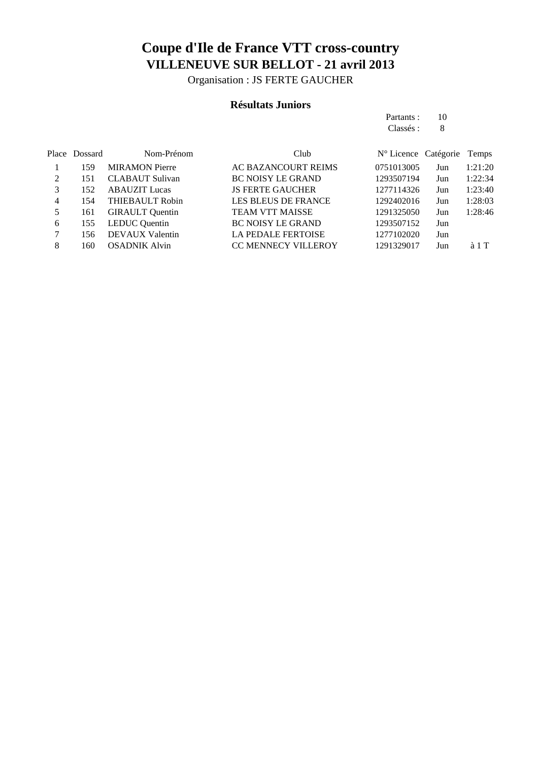# Coupe d'Ile de France VTT cross-country

## VILLENEUVE SUR BELLOT - 21 avril 2013

Organisation : JS FERTE GAUCHER

### Résultats Juniors

Partants : 10
Classés : 8

| Place | Dossard | Nom-Prénom | Club | N° Licence | Catégorie | Temps |
|---|---|---|---|---|---|---|
| 1 | 159 | MIRAMON Pierre | AC BAZANCOURT REIMS | 0751013005 | Jun | 1:21:20 |
| 2 | 151 | CLABAUT Sulivan | BC NOISY LE GRAND | 1293507194 | Jun | 1:22:34 |
| 3 | 152 | ABAUZIT Lucas | JS FERTE GAUCHER | 1277114326 | Jun | 1:23:40 |
| 4 | 154 | THIEBAULT Robin | LES BLEUS DE FRANCE | 1292402016 | Jun | 1:28:03 |
| 5 | 161 | GIRAULT Quentin | TEAM VTT MAISSE | 1291325050 | Jun | 1:28:46 |
| 6 | 155 | LEDUC Quentin | BC NOISY LE GRAND | 1293507152 | Jun | |
| 7 | 156 | DEVAUX Valentin | LA PEDALE FERTOISE | 1277102020 | Jun | |
| 8 | 160 | OSADNIK Alvin | CC MENNECY VILLEROY | 1291329017 | Jun | à 1 T |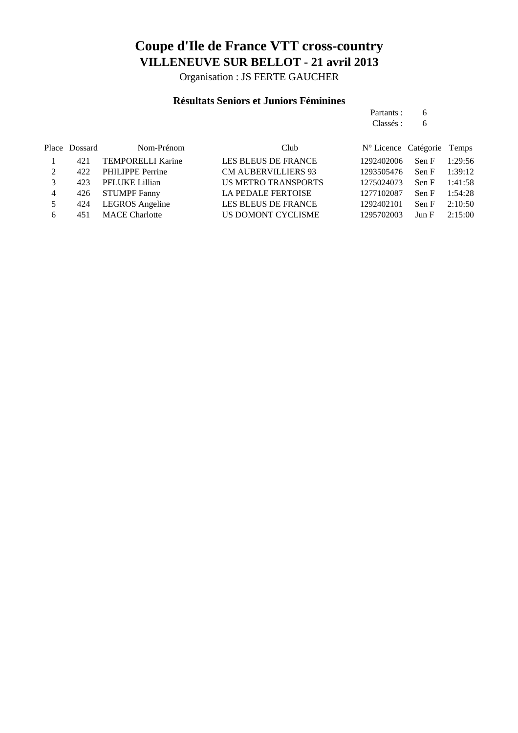# Coupe d'Ile de France VTT cross-country

## VILLENEUVE SUR BELLOT - 21 avril 2013

Organisation : JS FERTE GAUCHER

### Résultats Seniors et Juniors Féminines

Partants : 6
Classés : 6

| Place | Dossard | Nom-Prénom | Club | N° Licence | Catégorie | Temps |
|---|---|---|---|---|---|---|
| 1 | 421 | TEMPORELLI Karine | LES BLEUS DE FRANCE | 1292402006 | Sen F | 1:29:56 |
| 2 | 422 | PHILIPPE Perrine | CM AUBERVILLIERS 93 | 1293505476 | Sen F | 1:39:12 |
| 3 | 423 | PFLUKE Lillian | US METRO TRANSPORTS | 1275024073 | Sen F | 1:41:58 |
| 4 | 426 | STUMPF Fanny | LA PEDALE FERTOISE | 1277102087 | Sen F | 1:54:28 |
| 5 | 424 | LEGROS Angeline | LES BLEUS DE FRANCE | 1292402101 | Sen F | 2:10:50 |
| 6 | 451 | MACE Charlotte | US DOMONT CYCLISME | 1295702003 | Jun F | 2:15:00 |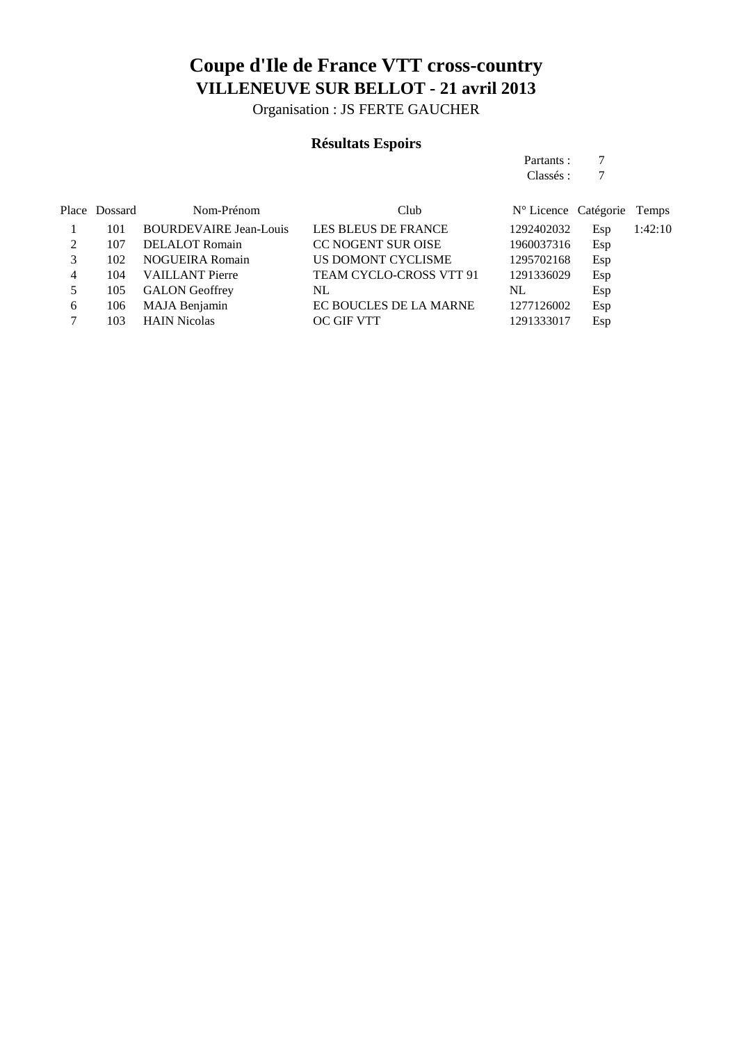# Coupe d'Ile de France VTT cross-country

## VILLENEUVE SUR BELLOT - 21 avril 2013

Organisation : JS FERTE GAUCHER

### Résultats Espoirs

Partants : 7
Classés : 7

| Place | Dossard | Nom-Prénom | Club | N° Licence | Catégorie | Temps |
|---|---|---|---|---|---|---|
| 1 | 101 | BOURDEVAIRE Jean-Louis | LES BLEUS DE FRANCE | 1292402032 | Esp | 1:42:10 |
| 2 | 107 | DELALOT Romain | CC NOGENT SUR OISE | 1960037316 | Esp | |
| 3 | 102 | NOGUEIRA Romain | US DOMONT CYCLISME | 1295702168 | Esp | |
| 4 | 104 | VAILLANT Pierre | TEAM CYCLO-CROSS VTT 91 | 1291336029 | Esp | |
| 5 | 105 | GALON Geoffrey | NL | NL | Esp | |
| 6 | 106 | MAJA Benjamin | EC BOUCLES DE LA MARNE | 1277126002 | Esp | |
| 7 | 103 | HAIN Nicolas | OC GIF VTT | 1291333017 | Esp | |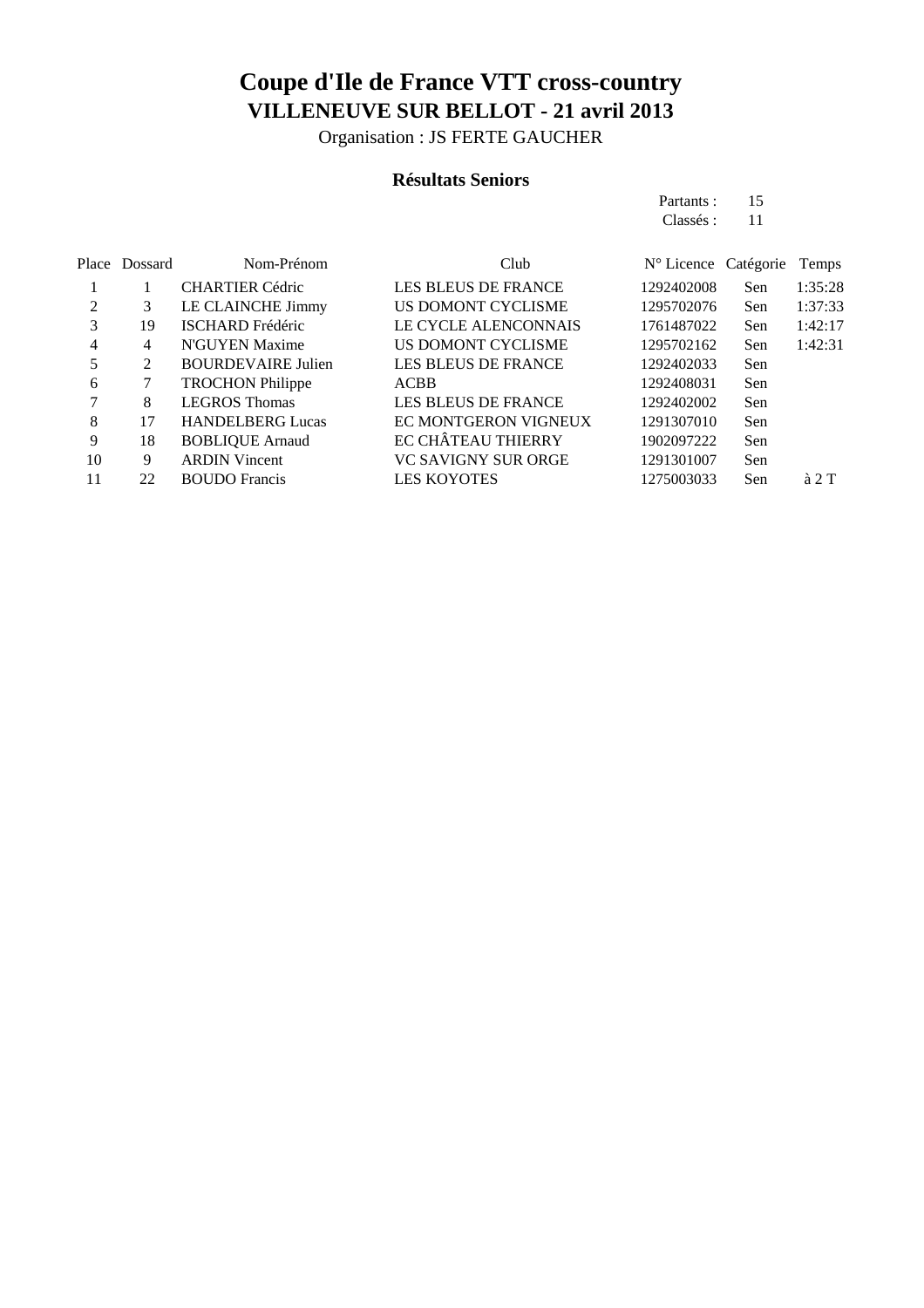# Coupe d'Ile de France VTT cross-country

## VILLENEUVE SUR BELLOT - 21 avril 2013

Organisation : JS FERTE GAUCHER

### Résultats Seniors

Partants : 15
Classés : 11

| Place | Dossard | Nom-Prénom | Club | N° Licence | Catégorie | Temps |
|---|---|---|---|---|---|---|
| 1 | 1 | CHARTIER Cédric | LES BLEUS DE FRANCE | 1292402008 | Sen | 1:35:28 |
| 2 | 3 | LE CLAINCHE Jimmy | US DOMONT CYCLISME | 1295702076 | Sen | 1:37:33 |
| 3 | 19 | ISCHARD Frédéric | LE CYCLE ALENCONNAIS | 1761487022 | Sen | 1:42:17 |
| 4 | 4 | N'GUYEN Maxime | US DOMONT CYCLISME | 1295702162 | Sen | 1:42:31 |
| 5 | 2 | BOURDEVAIRE Julien | LES BLEUS DE FRANCE | 1292402033 | Sen | |
| 6 | 7 | TROCHON Philippe | ACBB | 1292408031 | Sen | |
| 7 | 8 | LEGROS Thomas | LES BLEUS DE FRANCE | 1292402002 | Sen | |
| 8 | 17 | HANDELBERG Lucas | EC MONTGERON VIGNEUX | 1291307010 | Sen | |
| 9 | 18 | BOBLIQUE Arnaud | EC CHÂTEAU THIERRY | 1902097222 | Sen | |
| 10 | 9 | ARDIN Vincent | VC SAVIGNY SUR ORGE | 1291301007 | Sen | |
| 11 | 22 | BOUDO Francis | LES KOYOTES | 1275003033 | Sen | à 2 T |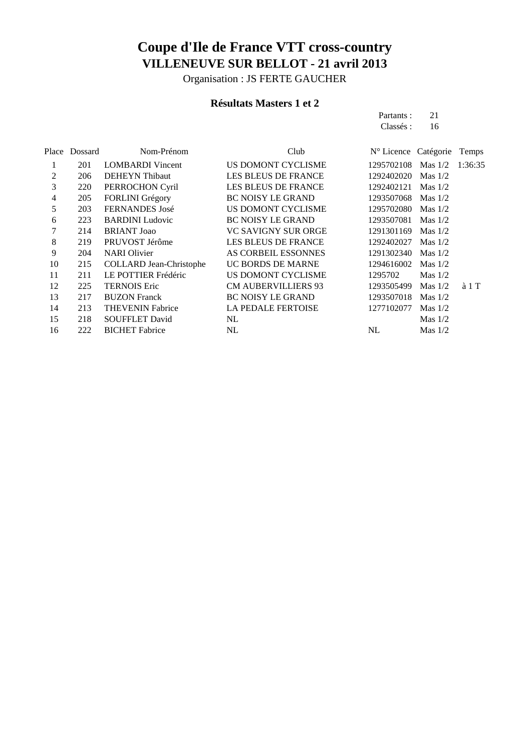# Coupe d'Ile de France VTT cross-country

## VILLENEUVE SUR BELLOT - 21 avril 2013

Organisation : JS FERTE GAUCHER

### Résultats Masters 1 et 2

Partants : 21
Classés : 16

| Place | Dossard | Nom-Prénom | Club | N° Licence | Catégorie | Temps |
|---|---|---|---|---|---|---|
| 1 | 201 | LOMBARDI Vincent | US DOMONT CYCLISME | 1295702108 | Mas 1/2 | 1:36:35 |
| 2 | 206 | DEHEYN Thibaut | LES BLEUS DE FRANCE | 1292402020 | Mas 1/2 | |
| 3 | 220 | PERROCHON Cyril | LES BLEUS DE FRANCE | 1292402121 | Mas 1/2 | |
| 4 | 205 | FORLINI Grégory | BC NOISY LE GRAND | 1293507068 | Mas 1/2 | |
| 5 | 203 | FERNANDES José | US DOMONT CYCLISME | 1295702080 | Mas 1/2 | |
| 6 | 223 | BARDINI Ludovic | BC NOISY LE GRAND | 1293507081 | Mas 1/2 | |
| 7 | 214 | BRIANT Joao | VC SAVIGNY SUR ORGE | 1291301169 | Mas 1/2 | |
| 8 | 219 | PRUVOST Jérôme | LES BLEUS DE FRANCE | 1292402027 | Mas 1/2 | |
| 9 | 204 | NARI Olivier | AS CORBEIL ESSONNES | 1291302340 | Mas 1/2 | |
| 10 | 215 | COLLARD Jean-Christophe | UC BORDS DE MARNE | 1294616002 | Mas 1/2 | |
| 11 | 211 | LE POTTIER Frédéric | US DOMONT CYCLISME | 1295702 | Mas 1/2 | |
| 12 | 225 | TERNOIS Eric | CM AUBERVILLIERS 93 | 1293505499 | Mas 1/2 | à 1 T |
| 13 | 217 | BUZON Franck | BC NOISY LE GRAND | 1293507018 | Mas 1/2 | |
| 14 | 213 | THEVENIN Fabrice | LA PEDALE FERTOISE | 1277102077 | Mas 1/2 | |
| 15 | 218 | SOUFFLET David | NL | | Mas 1/2 | |
| 16 | 222 | BICHET Fabrice | NL | NL | Mas 1/2 | |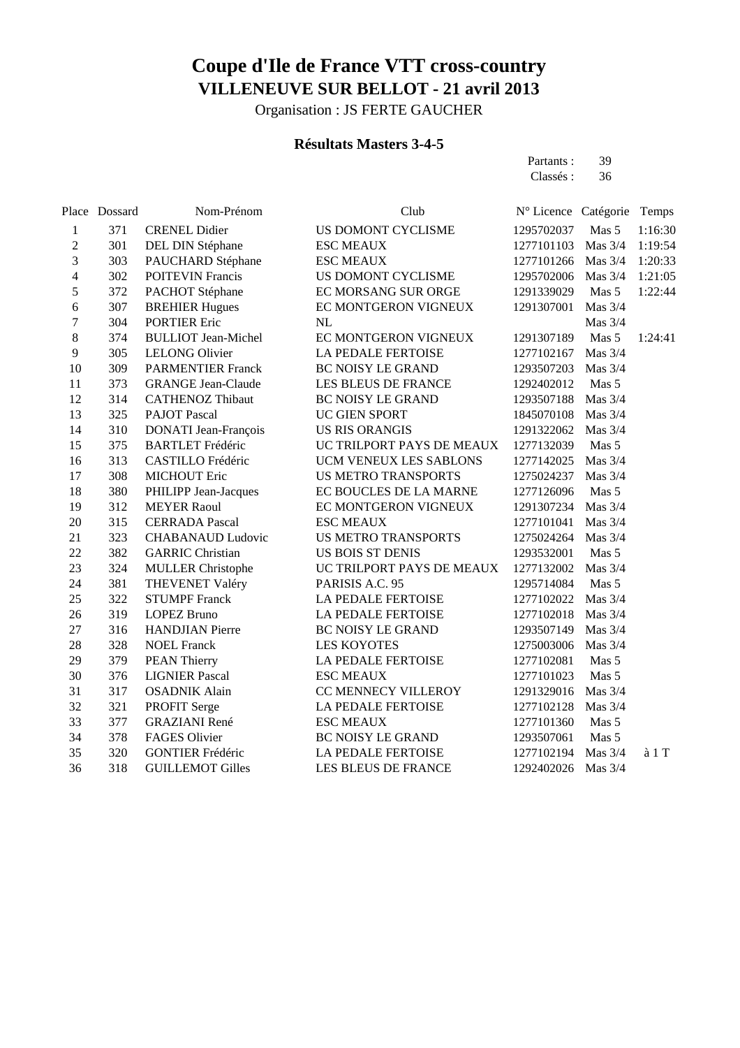# Coupe d'Ile de France VTT cross-country

## VILLENEUVE SUR BELLOT - 21 avril 2013

Organisation : JS FERTE GAUCHER

### Résultats Masters 3-4-5

Partants : 39
Classés : 36

| Place | Dossard | Nom-Prénom | Club | N° Licence | Catégorie | Temps |
|---|---|---|---|---|---|---|
| 1 | 371 | CRENEL Didier | US DOMONT CYCLISME | 1295702037 | Mas 5 | 1:16:30 |
| 2 | 301 | DEL DIN Stéphane | ESC MEAUX | 1277101103 | Mas 3/4 | 1:19:54 |
| 3 | 303 | PAUCHARD Stéphane | ESC MEAUX | 1277101266 | Mas 3/4 | 1:20:33 |
| 4 | 302 | POITEVIN Francis | US DOMONT CYCLISME | 1295702006 | Mas 3/4 | 1:21:05 |
| 5 | 372 | PACHOT Stéphane | EC MORSANG SUR ORGE | 1291339029 | Mas 5 | 1:22:44 |
| 6 | 307 | BREHIER Hugues | EC MONTGERON VIGNEUX | 1291307001 | Mas 3/4 | |
| 7 | 304 | PORTIER Eric | NL | | Mas 3/4 | |
| 8 | 374 | BULLIOT Jean-Michel | EC MONTGERON VIGNEUX | 1291307189 | Mas 5 | 1:24:41 |
| 9 | 305 | LELONG Olivier | LA PEDALE FERTOISE | 1277102167 | Mas 3/4 | |
| 10 | 309 | PARMENTIER Franck | BC NOISY LE GRAND | 1293507203 | Mas 3/4 | |
| 11 | 373 | GRANGE Jean-Claude | LES BLEUS DE FRANCE | 1292402012 | Mas 5 | |
| 12 | 314 | CATHENOZ Thibaut | BC NOISY LE GRAND | 1293507188 | Mas 3/4 | |
| 13 | 325 | PAJOT Pascal | UC GIEN SPORT | 1845070108 | Mas 3/4 | |
| 14 | 310 | DONATI Jean-François | US RIS ORANGIS | 1291322062 | Mas 3/4 | |
| 15 | 375 | BARTLET Frédéric | UC TRILPORT PAYS DE MEAUX | 1277132039 | Mas 5 | |
| 16 | 313 | CASTILLO Frédéric | UCM VENEUX LES SABLONS | 1277142025 | Mas 3/4 | |
| 17 | 308 | MICHOUT Eric | US METRO TRANSPORTS | 1275024237 | Mas 3/4 | |
| 18 | 380 | PHILIPP Jean-Jacques | EC BOUCLES DE LA MARNE | 1277126096 | Mas 5 | |
| 19 | 312 | MEYER Raoul | EC MONTGERON VIGNEUX | 1291307234 | Mas 3/4 | |
| 20 | 315 | CERRADA Pascal | ESC MEAUX | 1277101041 | Mas 3/4 | |
| 21 | 323 | CHABANAUD Ludovic | US METRO TRANSPORTS | 1275024264 | Mas 3/4 | |
| 22 | 382 | GARRIC Christian | US BOIS ST DENIS | 1293532001 | Mas 5 | |
| 23 | 324 | MULLER Christophe | UC TRILPORT PAYS DE MEAUX | 1277132002 | Mas 3/4 | |
| 24 | 381 | THEVENET Valéry | PARISIS A.C. 95 | 1295714084 | Mas 5 | |
| 25 | 322 | STUMPF Franck | LA PEDALE FERTOISE | 1277102022 | Mas 3/4 | |
| 26 | 319 | LOPEZ Bruno | LA PEDALE FERTOISE | 1277102018 | Mas 3/4 | |
| 27 | 316 | HANDJIAN Pierre | BC NOISY LE GRAND | 1293507149 | Mas 3/4 | |
| 28 | 328 | NOEL Franck | LES KOYOTES | 1275003006 | Mas 3/4 | |
| 29 | 379 | PEAN Thierry | LA PEDALE FERTOISE | 1277102081 | Mas 5 | |
| 30 | 376 | LIGNIER Pascal | ESC MEAUX | 1277101023 | Mas 5 | |
| 31 | 317 | OSADNIK Alain | CC MENNECY VILLEROY | 1291329016 | Mas 3/4 | |
| 32 | 321 | PROFIT Serge | LA PEDALE FERTOISE | 1277102128 | Mas 3/4 | |
| 33 | 377 | GRAZIANI René | ESC MEAUX | 1277101360 | Mas 5 | |
| 34 | 378 | FAGES Olivier | BC NOISY LE GRAND | 1293507061 | Mas 5 | |
| 35 | 320 | GONTIER Frédéric | LA PEDALE FERTOISE | 1277102194 | Mas 3/4 | à 1 T |
| 36 | 318 | GUILLEMOT Gilles | LES BLEUS DE FRANCE | 1292402026 | Mas 3/4 | |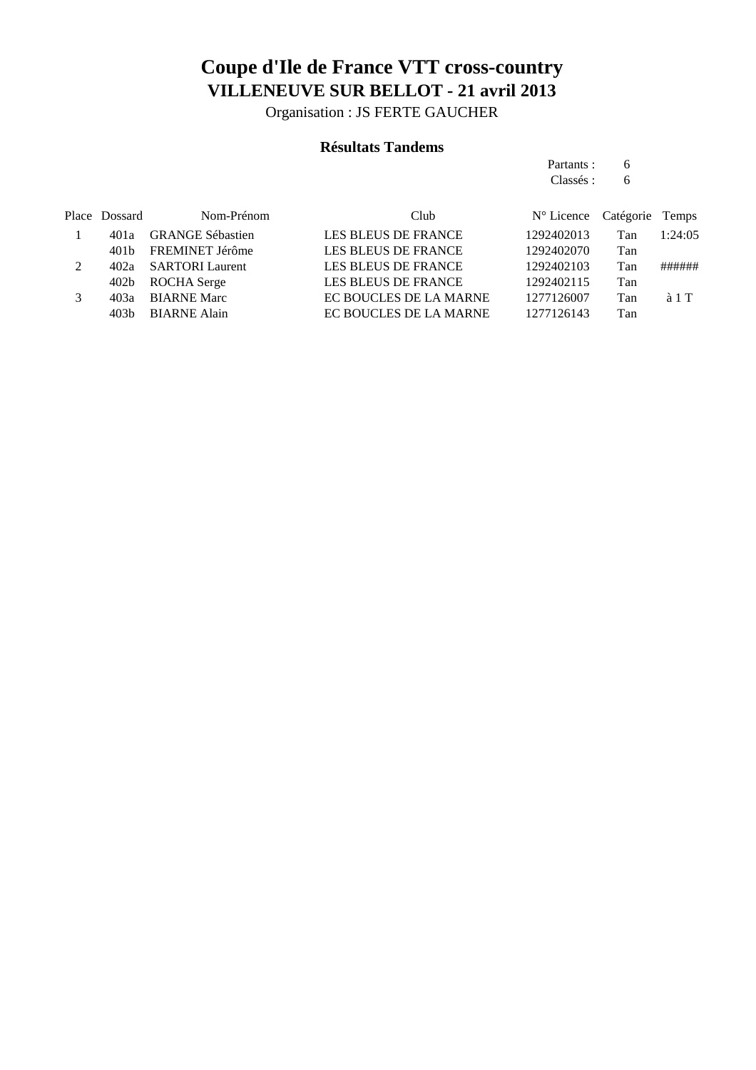# Coupe d'Ile de France VTT cross-country

## VILLENEUVE SUR BELLOT - 21 avril 2013

Organisation : JS FERTE GAUCHER

### Résultats Tandems

Partants : 6
Classés : 6

| Place | Dossard | Nom-Prénom | Club | N° Licence | Catégorie | Temps |
|---|---|---|---|---|---|---|
| 1 | 401a | GRANGE Sébastien | LES BLEUS DE FRANCE | 1292402013 | Tan | 1:24:05 |
| | 401b | FREMINET Jérôme | LES BLEUS DE FRANCE | 1292402070 | Tan | |
| 2 | 402a | SARTORI Laurent | LES BLEUS DE FRANCE | 1292402103 | Tan | ###### |
| | 402b | ROCHA Serge | LES BLEUS DE FRANCE | 1292402115 | Tan | |
| 3 | 403a | BIARNE Marc | EC BOUCLES DE LA MARNE | 1277126007 | Tan | à 1 T |
| | 403b | BIARNE Alain | EC BOUCLES DE LA MARNE | 1277126143 | Tan | |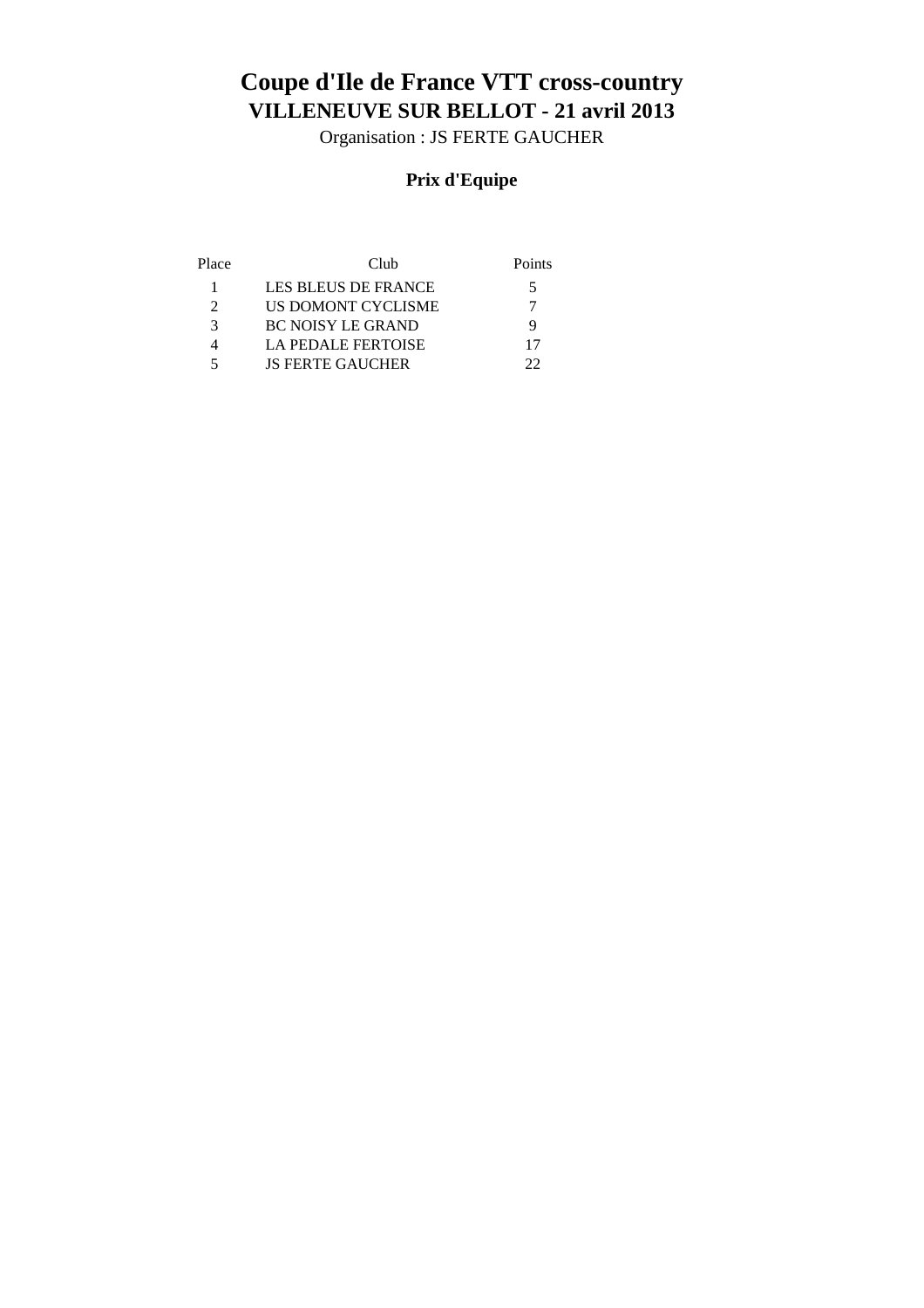# Coupe d'Ile de France VTT cross-country

## VILLENEUVE SUR BELLOT - 21 avril 2013

Organisation : JS FERTE GAUCHER

### Prix d'Equipe

| Place | Club | Points |
|---|---|---|
| 1 | LES BLEUS DE FRANCE | 5 |
| 2 | US DOMONT CYCLISME | 7 |
| 3 | BC NOISY LE GRAND | 9 |
| 4 | LA PEDALE FERTOISE | 17 |
| 5 | JS FERTE GAUCHER | 22 |